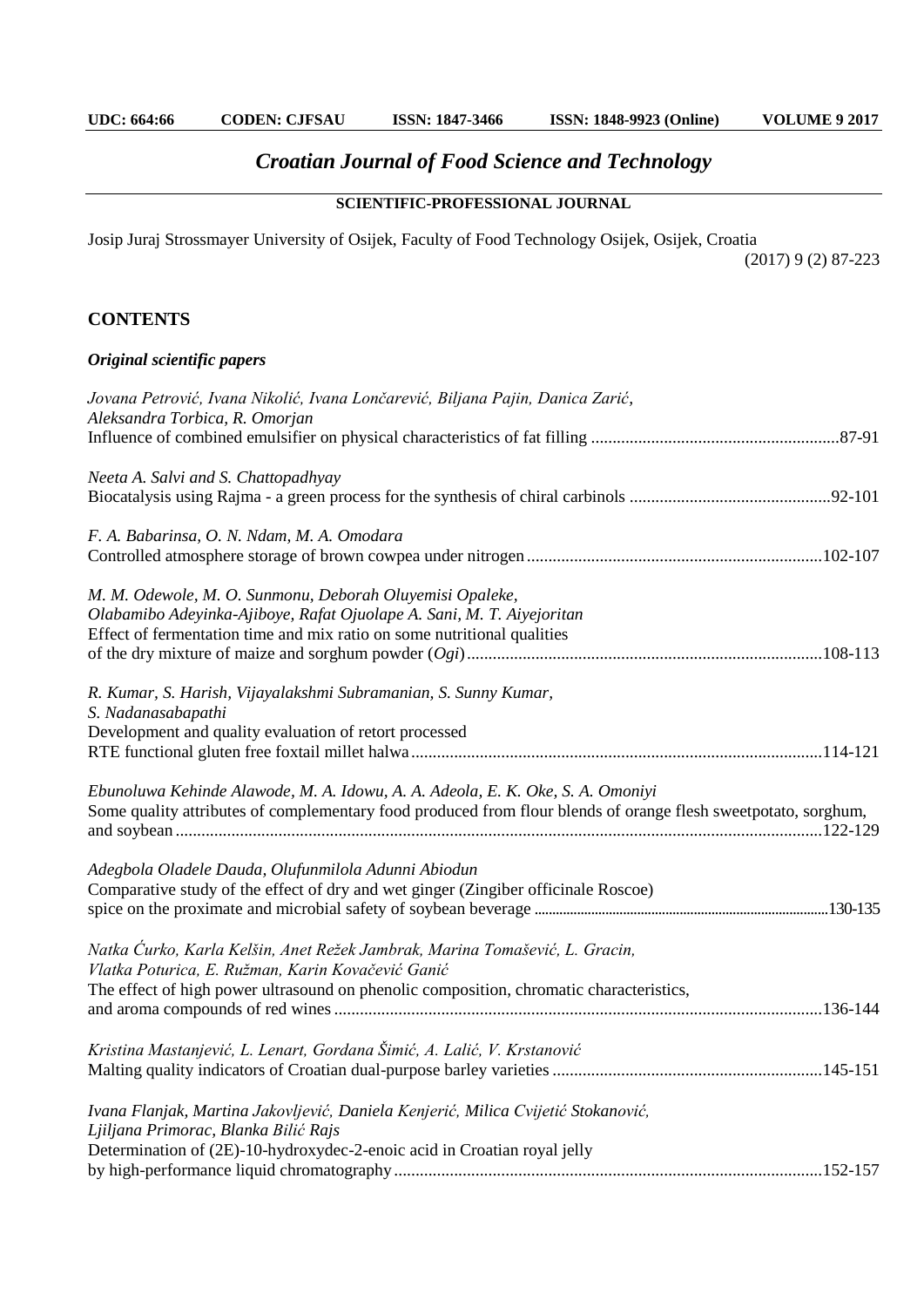UDC: 664:66 CODEN: CJFSAU ISSN: 1847-3466 ISSN: 1848-9923 (Online) VOLUME 9 2017

# *Croatian Journal of Food Science and Technology*

**SCIENTIFIC-PROFESSIONAL JOURNAL**

Josip Juraj Strossmayer University of Osijek, Faculty of Food Technology Osijek, Osijek, Croatia

(2017) 9 (2) 87-223

## CONTENTS

### *Original scientific papers*

*Jovana Petrović, Ivana Nikolić, Ivana Lončarević, Biljana Pajin, Danica Zarić, Aleksandra Torbica, R. Omorjan*
Influence of combined emulsifier on physical characteristics of fat filling ....................87-91

*Neeta A. Salvi and S. Chattopadhyay*
Biocatalysis using Rajma - a green process for the synthesis of chiral carbinols ....................92-101

*F. A. Babarinsa, O. N. Ndam, M. A. Omodara*
Controlled atmosphere storage of brown cowpea under nitrogen ....................102-107

*M. M. Odewole, M. O. Sunmonu, Deborah Oluyemisi Opaleke, Olabamibo Adeyinka-Ajiboye, Rafat Ojuolape A. Sani, M. T. Aiyejoritan*
Effect of fermentation time and mix ratio on some nutritional qualities of the dry mixture of maize and sorghum powder (*Ogi*) ....................108-113

*R. Kumar, S. Harish, Vijayalakshmi Subramanian, S. Sunny Kumar, S. Nadanasabapathi*
Development and quality evaluation of retort processed RTE functional gluten free foxtail millet halwa ....................114-121

*Ebunoluwa Kehinde Alawode, M. A. Idowu, A. A. Adeola, E. K. Oke, S. A. Omoniyi*
Some quality attributes of complementary food produced from flour blends of orange flesh sweetpotato, sorghum, and soybean ....................122-129

*Adegbola Oladele Dauda, Olufunmilola Adunni Abiodun*
Comparative study of the effect of dry and wet ginger (Zingiber officinale Roscoe) spice on the proximate and microbial safety of soybean beverage ....................130-135

*Natka Ćurko, Karla Kelšin, Anet Režek Jambrak, Marina Tomašević, L. Gracin, Vlatka Poturica, E. Ružman, Karin Kovačević Ganić*
The effect of high power ultrasound on phenolic composition, chromatic characteristics, and aroma compounds of red wines ....................136-144

*Kristina Mastanjević, L. Lenart, Gordana Šimić, A. Lalić, V. Krstanović*
Malting quality indicators of Croatian dual-purpose barley varieties ....................145-151

*Ivana Flanjak, Martina Jakovljević, Daniela Kenjerić, Milica Cvijetić Stokanović, Ljiljana Primorac, Blanka Bilić Rajs*
Determination of (2E)-10-hydroxydec-2-enoic acid in Croatian royal jelly by high-performance liquid chromatography ....................152-157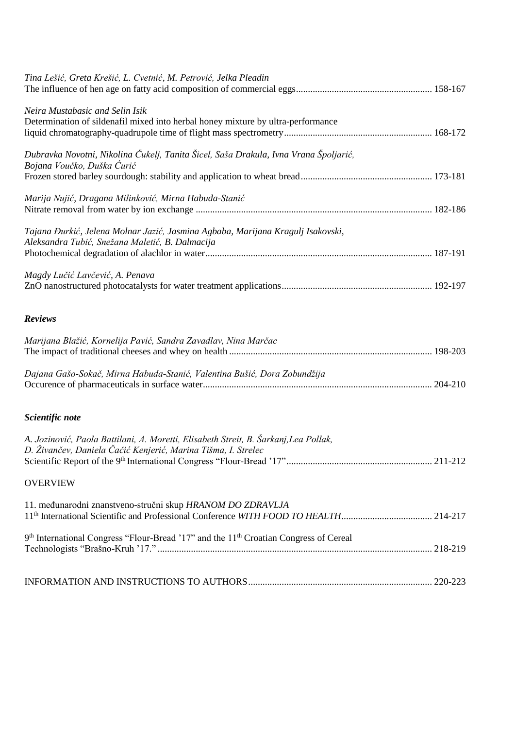*Tina Lešić, Greta Krešić, L. Cvetnić, M. Petrović, Jelka Pleadin*
The influence of hen age on fatty acid composition of commercial eggs........................................................ 158-167

*Neira Mustabasic and Selin Isik*
Determination of sildenafil mixed into herbal honey mixture by ultra-performance liquid chromatography-quadrupole time of flight mass spectrometry............................................................ 168-172

*Dubravka Novotni, Nikolina Čukelj, Tanita Šicel, Saša Drakula, Ivna Vrana Špoljarić, Bojana Voučko, Duška Ćurić*
Frozen stored barley sourdough: stability and application to wheat bread...................................................... 173-181

*Marija Nujić, Dragana Milinković, Mirna Habuda-Stanić*
Nitrate removal from water by ion exchange .................................................................................................. 182-186

*Tajana Đurkić, Jelena Molnar Jazić, Jasmina Agbaba, Marijana Kragulj Isakovski, Aleksandra Tubić, Snežana Maletić, B. Dalmacija*
Photochemical degradation of alachlor in water.............................................................................................. 187-191

*Magdy Lučić Lavčević, A. Penava*
ZnO nanostructured photocatalysts for water treatment applications.............................................................. 192-197

## Reviews

*Marijana Blažić, Kornelija Pavić, Sandra Zavadlav, Nina Marčac*
The impact of traditional cheeses and whey on health .................................................................................... 198-203

*Dajana Gašo-Sokač, Mirna Habuda-Stanić, Valentina Bušić, Dora Zobundžija*
Occurence of pharmaceuticals in surface water............................................................................................... 204-210

## Scientific note

*A. Jozinović, Paola Battilani, A. Moretti, Elisabeth Streit, B. Šarkanj,Lea Pollak, D. Živančev, Daniela Čačić Kenjerić, Marina Tišma, I. Strelec*
Scientific Report of the 9th International Congress "Flour-Bread '17"............................................................ 211-212

## OVERVIEW

11. međunarodni znanstveno-stručni skup *HRANOM DO ZDRAVLJA*
11th International Scientific and Professional Conference *WITH FOOD TO HEALTH*...................................... 214-217

9th International Congress "Flour-Bread '17" and the 11th Croatian Congress of Cereal Technologists "Brašno-Kruh '17." .................................................................................................................. 218-219

INFORMATION AND INSTRUCTIONS TO AUTHORS............................................................................ 220-223